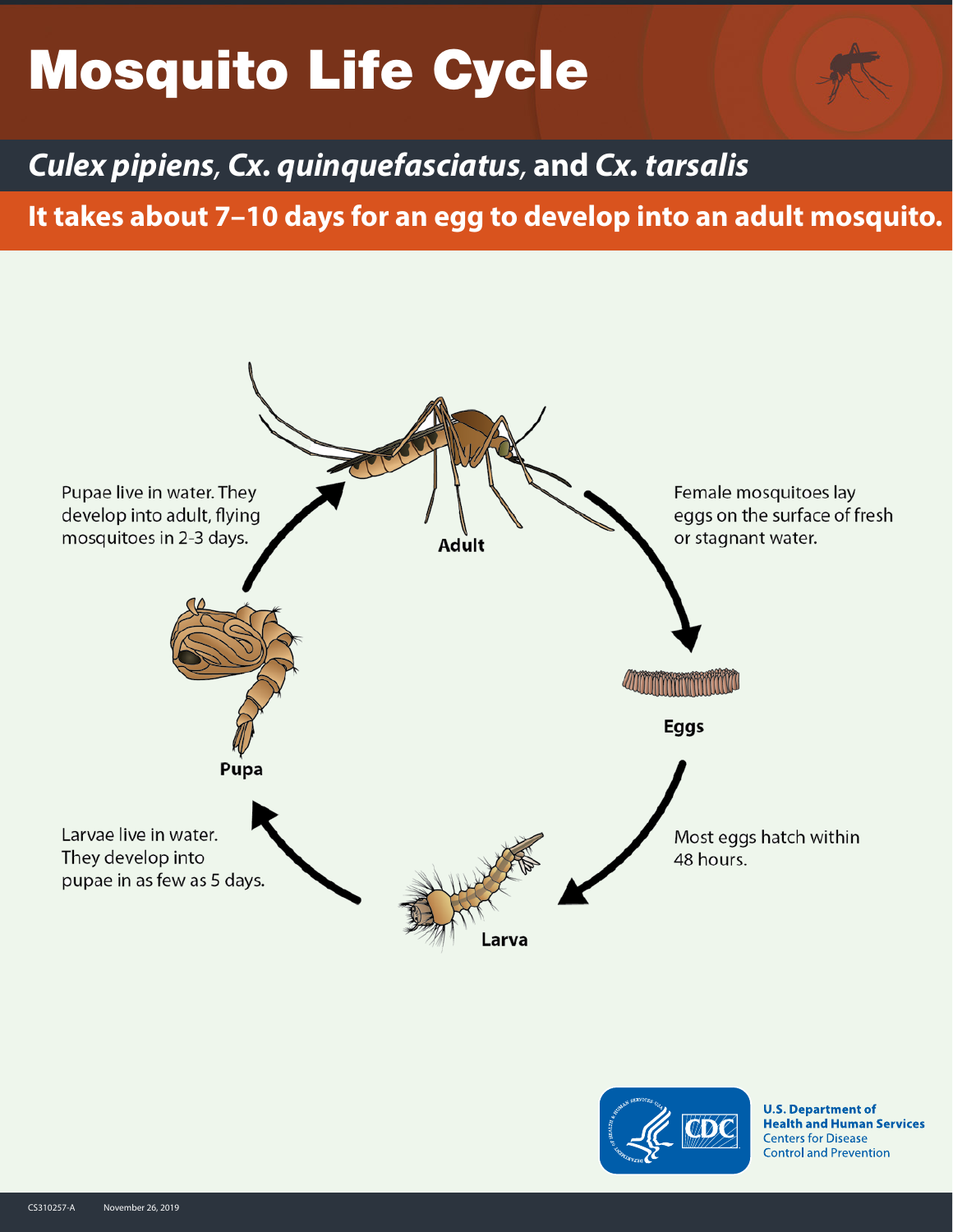# Mosquito Life Cycle

## *Culex pipiens*, *Cx. quinquefasciatus*, and *Cx. tarsalis*

**It takes about 7–10 days for an egg to develop into an adult mosquito.**

**Adult**

Female mosquitoes lay eggs on the surface of fresh or stagnant water.

**Eggs**

Most eggs hatch within 48 hours.

**Larva**

Larvae live in water. They develop into pupae in as few as 5 days.

**Pupa**

Pupae live in water. They develop into adult, flying mosquitoes in 2-3 days.

U.S. Department of Health and Human Services
Centers for Disease Control and Prevention

CS310257-A November 26, 2019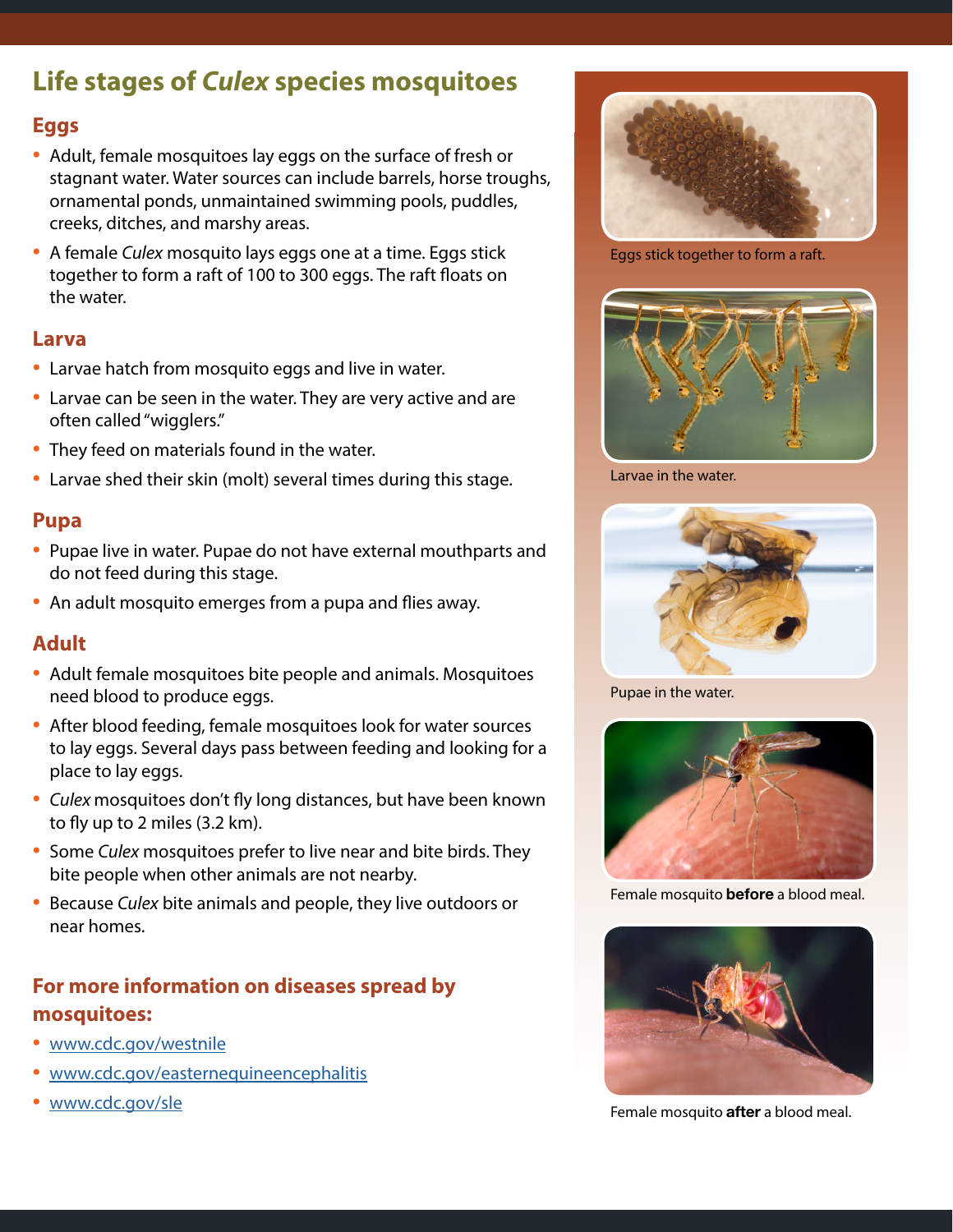## Life stages of *Culex* species mosquitoes

### Eggs

- Adult, female mosquitoes lay eggs on the surface of fresh or stagnant water. Water sources can include barrels, horse troughs, ornamental ponds, unmaintained swimming pools, puddles, creeks, ditches, and marshy areas.
- A female *Culex* mosquito lays eggs one at a time. Eggs stick together to form a raft of 100 to 300 eggs. The raft floats on the water.

### Larva

- Larvae hatch from mosquito eggs and live in water.
- Larvae can be seen in the water. They are very active and are often called "wigglers."
- They feed on materials found in the water.
- Larvae shed their skin (molt) several times during this stage.

### Pupa

- Pupae live in water. Pupae do not have external mouthparts and do not feed during this stage.
- An adult mosquito emerges from a pupa and flies away.

### Adult

- Adult female mosquitoes bite people and animals. Mosquitoes need blood to produce eggs.
- After blood feeding, female mosquitoes look for water sources to lay eggs. Several days pass between feeding and looking for a place to lay eggs.
- *Culex* mosquitoes don't fly long distances, but have been known to fly up to 2 miles (3.2 km).
- Some *Culex* mosquitoes prefer to live near and bite birds. They bite people when other animals are not nearby.
- Because *Culex* bite animals and people, they live outdoors or near homes.

### For more information on diseases spread by mosquitoes:

- www.cdc.gov/westnile
- www.cdc.gov/easternequineencephalitis
- www.cdc.gov/sle

Eggs stick together to form a raft.

Larvae in the water.

Pupae in the water.

Female mosquito **before** a blood meal.

Female mosquito **after** a blood meal.